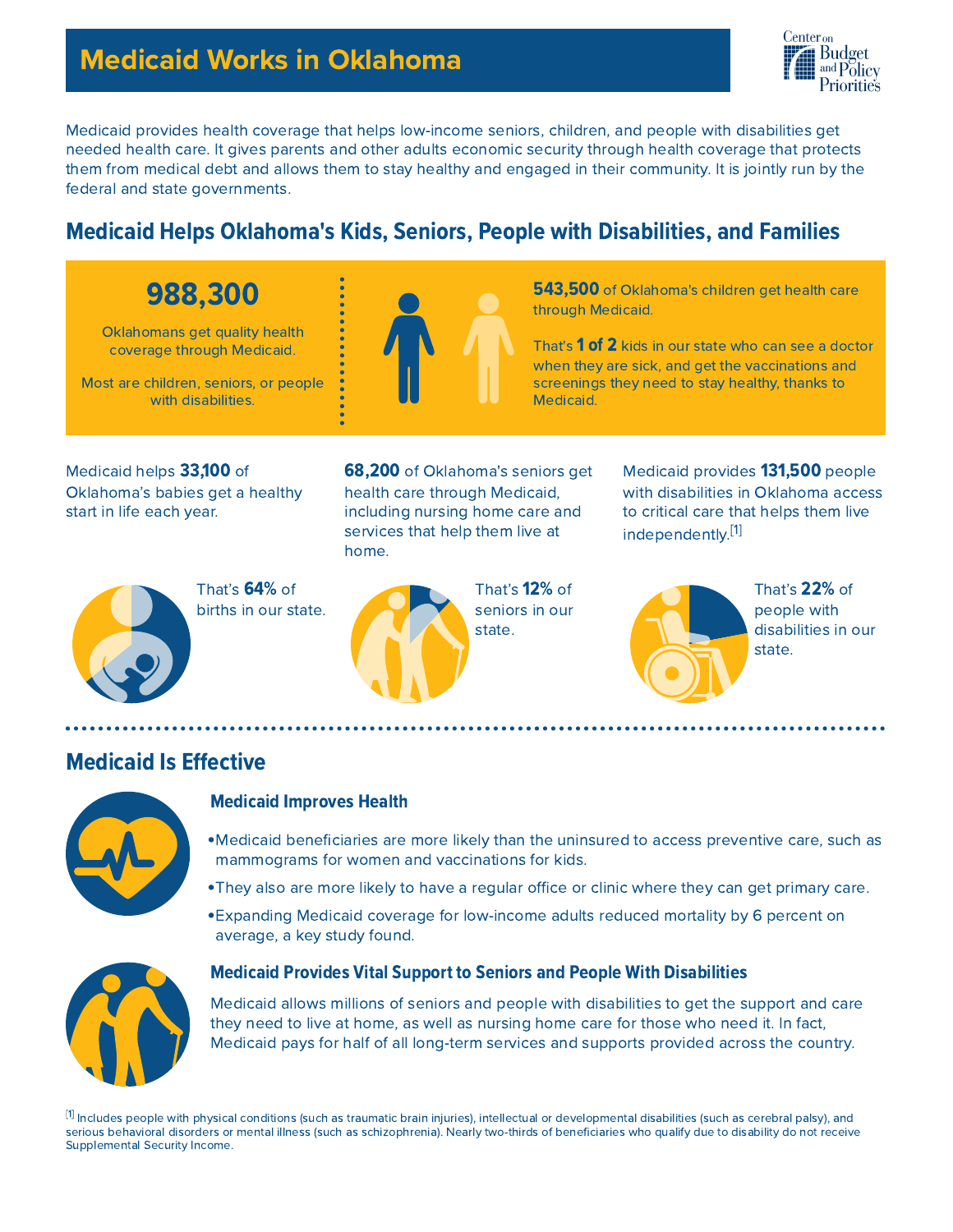# Medicaid Works in Oklahoma

Medicaid provides health coverage that helps low-income seniors, children, and people with disabilities get needed health care. It gives parents and other adults economic security through health coverage that protects them from medical debt and allows them to stay healthy and engaged in their community. It is jointly run by the federal and state governments.

## Medicaid Helps Oklahoma's Kids, Seniors, People with Disabilities, and Families

**988,300**

Oklahomans get quality health coverage through Medicaid.

Most are children, seniors, or people with disabilities.

**543,500** of Oklahoma's children get health care through Medicaid.

That's **1 of 2** kids in our state who can see a doctor when they are sick, and get the vaccinations and screenings they need to stay healthy, thanks to Medicaid.

Medicaid helps **33,100** of Oklahoma's babies get a healthy start in life each year.

That's **64%** of births in our state.

**68,200** of Oklahoma's seniors get health care through Medicaid, including nursing home care and services that help them live at home.

That's **12%** of seniors in our state.

Medicaid provides **131,500** people with disabilities in Oklahoma access to critical care that helps them live independently.[1]

That's **22%** of people with disabilities in our state.

## Medicaid Is Effective

### Medicaid Improves Health

- Medicaid beneficiaries are more likely than the uninsured to access preventive care, such as mammograms for women and vaccinations for kids.
- They also are more likely to have a regular office or clinic where they can get primary care.
- Expanding Medicaid coverage for low-income adults reduced mortality by 6 percent on average, a key study found.

### Medicaid Provides Vital Support to Seniors and People With Disabilities

Medicaid allows millions of seniors and people with disabilities to get the support and care they need to live at home, as well as nursing home care for those who need it. In fact, Medicaid pays for half of all long-term services and supports provided across the country.

[1] Includes people with physical conditions (such as traumatic brain injuries), intellectual or developmental disabilities (such as cerebral palsy), and serious behavioral disorders or mental illness (such as schizophrenia). Nearly two-thirds of beneficiaries who qualify due to disability do not receive Supplemental Security Income.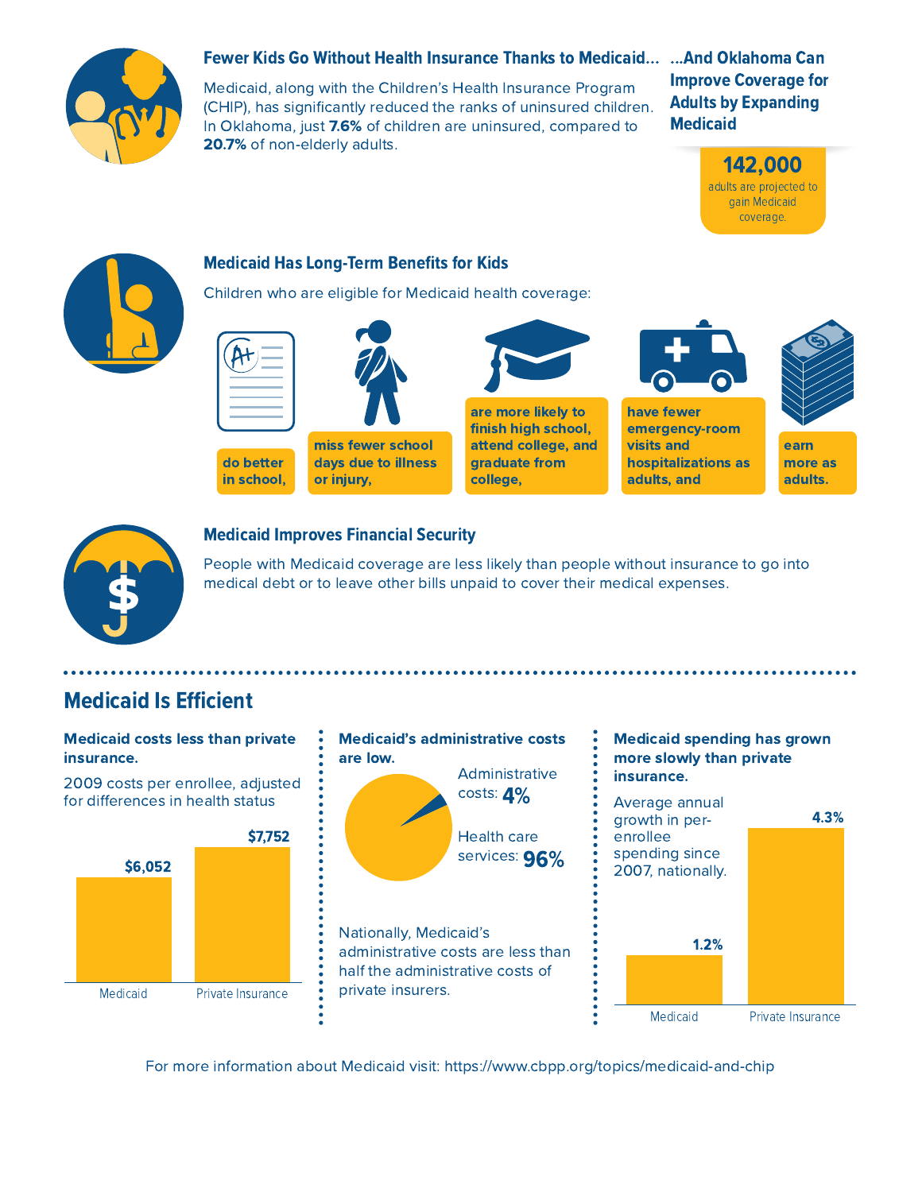### Fewer Kids Go Without Health Insurance Thanks to Medicaid…

Medicaid, along with the Children's Health Insurance Program (CHIP), has significantly reduced the ranks of uninsured children. In Oklahoma, just **7.6%** of children are uninsured, compared to **20.7%** of non-elderly adults.

### …And Oklahoma Can Improve Coverage for Adults by Expanding Medicaid

**142,000**
adults are projected to gain Medicaid coverage.

### Medicaid Has Long-Term Benefits for Kids

Children who are eligible for Medicaid health coverage:

**do better in school,**

**miss fewer school days due to illness or injury,**

**are more likely to finish high school, attend college, and graduate from college,**

**have fewer emergency-room visits and hospitalizations as adults, and**

**earn more as adults.**

### Medicaid Improves Financial Security

People with Medicaid coverage are less likely than people without insurance to go into medical debt or to leave other bills unpaid to cover their medical expenses.

## Medicaid Is Efficient

**Medicaid costs less than private insurance.**

2009 costs per enrollee, adjusted for differences in health status

$6,052
$7,752
Medicaid
Private Insurance

**Medicaid's administrative costs are low.**

Administrative costs: **4%**

Health care services: **96%**

Nationally, Medicaid's administrative costs are less than half the administrative costs of private insurers.

**Medicaid spending has grown more slowly than private insurance.**

Average annual growth in per-enrollee spending since 2007, nationally.

1.2%
4.3%
Medicaid
Private Insurance

For more information about Medicaid visit: https://www.cbpp.org/topics/medicaid-and-chip